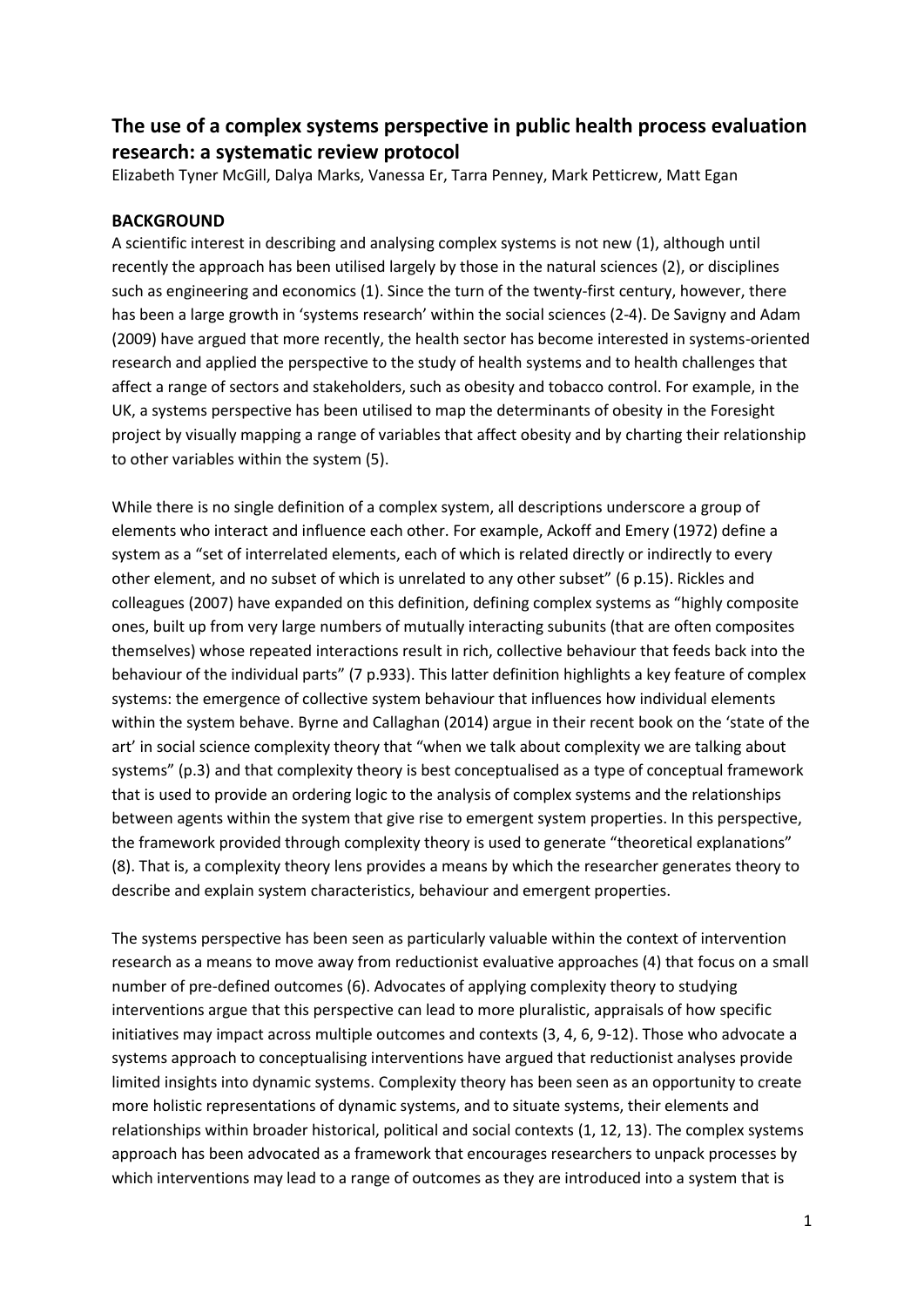# The use of a complex systems perspective in public health process evaluation research: a systematic review protocol

Elizabeth Tyner McGill, Dalya Marks, Vanessa Er, Tarra Penney, Mark Petticrew, Matt Egan

## BACKGROUND

A scientific interest in describing and analysing complex systems is not new (1), although until recently the approach has been utilised largely by those in the natural sciences (2), or disciplines such as engineering and economics (1). Since the turn of the twenty-first century, however, there has been a large growth in 'systems research' within the social sciences (2-4). De Savigny and Adam (2009) have argued that more recently, the health sector has become interested in systems-oriented research and applied the perspective to the study of health systems and to health challenges that affect a range of sectors and stakeholders, such as obesity and tobacco control. For example, in the UK, a systems perspective has been utilised to map the determinants of obesity in the Foresight project by visually mapping a range of variables that affect obesity and by charting their relationship to other variables within the system (5).

While there is no single definition of a complex system, all descriptions underscore a group of elements who interact and influence each other. For example, Ackoff and Emery (1972) define a system as a "set of interrelated elements, each of which is related directly or indirectly to every other element, and no subset of which is unrelated to any other subset" (6 p.15). Rickles and colleagues (2007) have expanded on this definition, defining complex systems as "highly composite ones, built up from very large numbers of mutually interacting subunits (that are often composites themselves) whose repeated interactions result in rich, collective behaviour that feeds back into the behaviour of the individual parts" (7 p.933). This latter definition highlights a key feature of complex systems: the emergence of collective system behaviour that influences how individual elements within the system behave. Byrne and Callaghan (2014) argue in their recent book on the 'state of the art' in social science complexity theory that "when we talk about complexity we are talking about systems" (p.3) and that complexity theory is best conceptualised as a type of conceptual framework that is used to provide an ordering logic to the analysis of complex systems and the relationships between agents within the system that give rise to emergent system properties. In this perspective, the framework provided through complexity theory is used to generate "theoretical explanations" (8). That is, a complexity theory lens provides a means by which the researcher generates theory to describe and explain system characteristics, behaviour and emergent properties.

The systems perspective has been seen as particularly valuable within the context of intervention research as a means to move away from reductionist evaluative approaches (4) that focus on a small number of pre-defined outcomes (6). Advocates of applying complexity theory to studying interventions argue that this perspective can lead to more pluralistic, appraisals of how specific initiatives may impact across multiple outcomes and contexts (3, 4, 6, 9-12). Those who advocate a systems approach to conceptualising interventions have argued that reductionist analyses provide limited insights into dynamic systems. Complexity theory has been seen as an opportunity to create more holistic representations of dynamic systems, and to situate systems, their elements and relationships within broader historical, political and social contexts (1, 12, 13). The complex systems approach has been advocated as a framework that encourages researchers to unpack processes by which interventions may lead to a range of outcomes as they are introduced into a system that is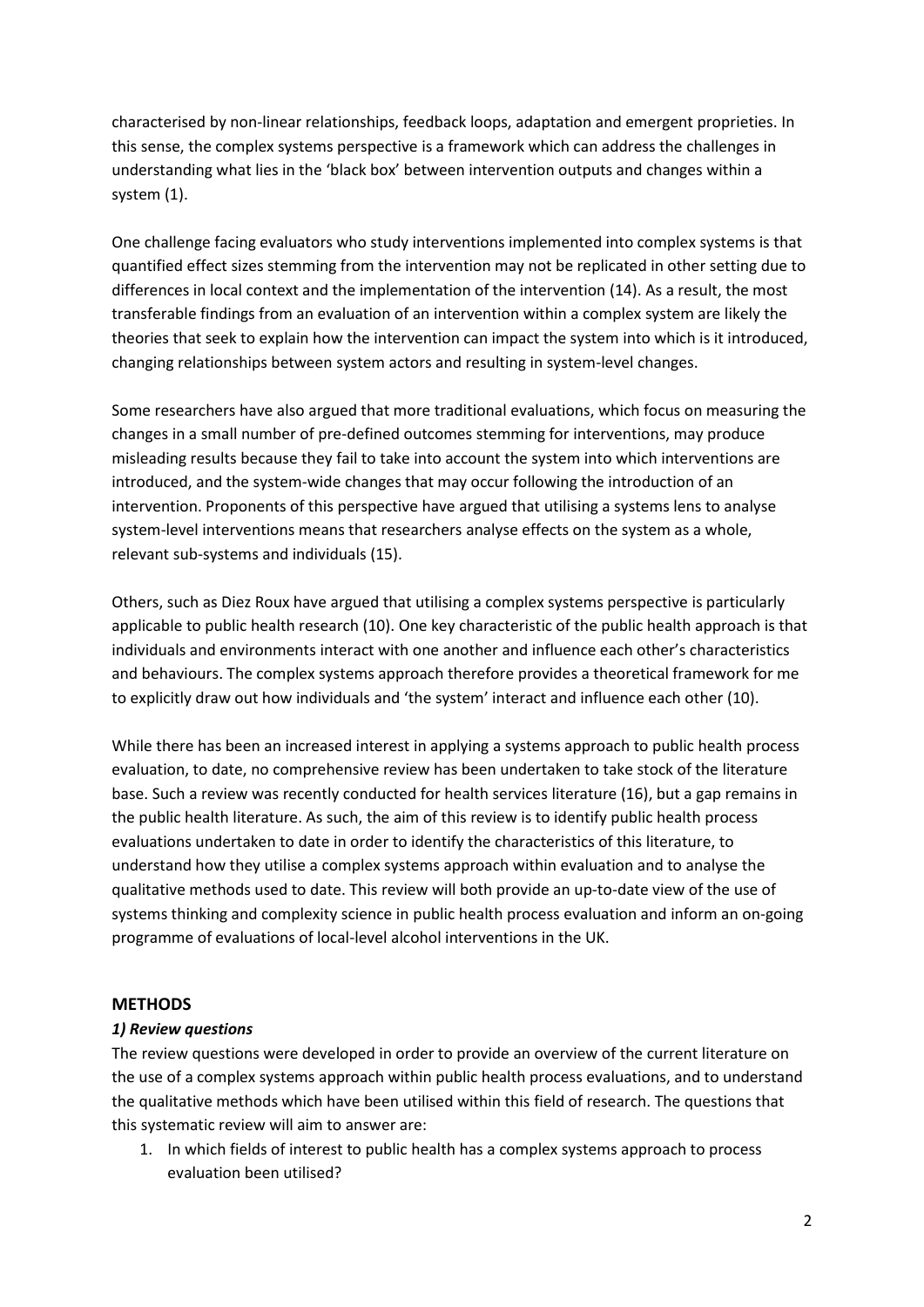characterised by non-linear relationships, feedback loops, adaptation and emergent proprieties. In this sense, the complex systems perspective is a framework which can address the challenges in understanding what lies in the 'black box' between intervention outputs and changes within a system (1).

One challenge facing evaluators who study interventions implemented into complex systems is that quantified effect sizes stemming from the intervention may not be replicated in other setting due to differences in local context and the implementation of the intervention (14). As a result, the most transferable findings from an evaluation of an intervention within a complex system are likely the theories that seek to explain how the intervention can impact the system into which is it introduced, changing relationships between system actors and resulting in system-level changes.

Some researchers have also argued that more traditional evaluations, which focus on measuring the changes in a small number of pre-defined outcomes stemming for interventions, may produce misleading results because they fail to take into account the system into which interventions are introduced, and the system-wide changes that may occur following the introduction of an intervention. Proponents of this perspective have argued that utilising a systems lens to analyse system-level interventions means that researchers analyse effects on the system as a whole, relevant sub-systems and individuals (15).

Others, such as Diez Roux have argued that utilising a complex systems perspective is particularly applicable to public health research (10). One key characteristic of the public health approach is that individuals and environments interact with one another and influence each other's characteristics and behaviours. The complex systems approach therefore provides a theoretical framework for me to explicitly draw out how individuals and 'the system' interact and influence each other (10).

While there has been an increased interest in applying a systems approach to public health process evaluation, to date, no comprehensive review has been undertaken to take stock of the literature base. Such a review was recently conducted for health services literature (16), but a gap remains in the public health literature. As such, the aim of this review is to identify public health process evaluations undertaken to date in order to identify the characteristics of this literature, to understand how they utilise a complex systems approach within evaluation and to analyse the qualitative methods used to date. This review will both provide an up-to-date view of the use of systems thinking and complexity science in public health process evaluation and inform an on-going programme of evaluations of local-level alcohol interventions in the UK.

## METHODS

### *1) Review questions*

The review questions were developed in order to provide an overview of the current literature on the use of a complex systems approach within public health process evaluations, and to understand the qualitative methods which have been utilised within this field of research. The questions that this systematic review will aim to answer are:

1. In which fields of interest to public health has a complex systems approach to process evaluation been utilised?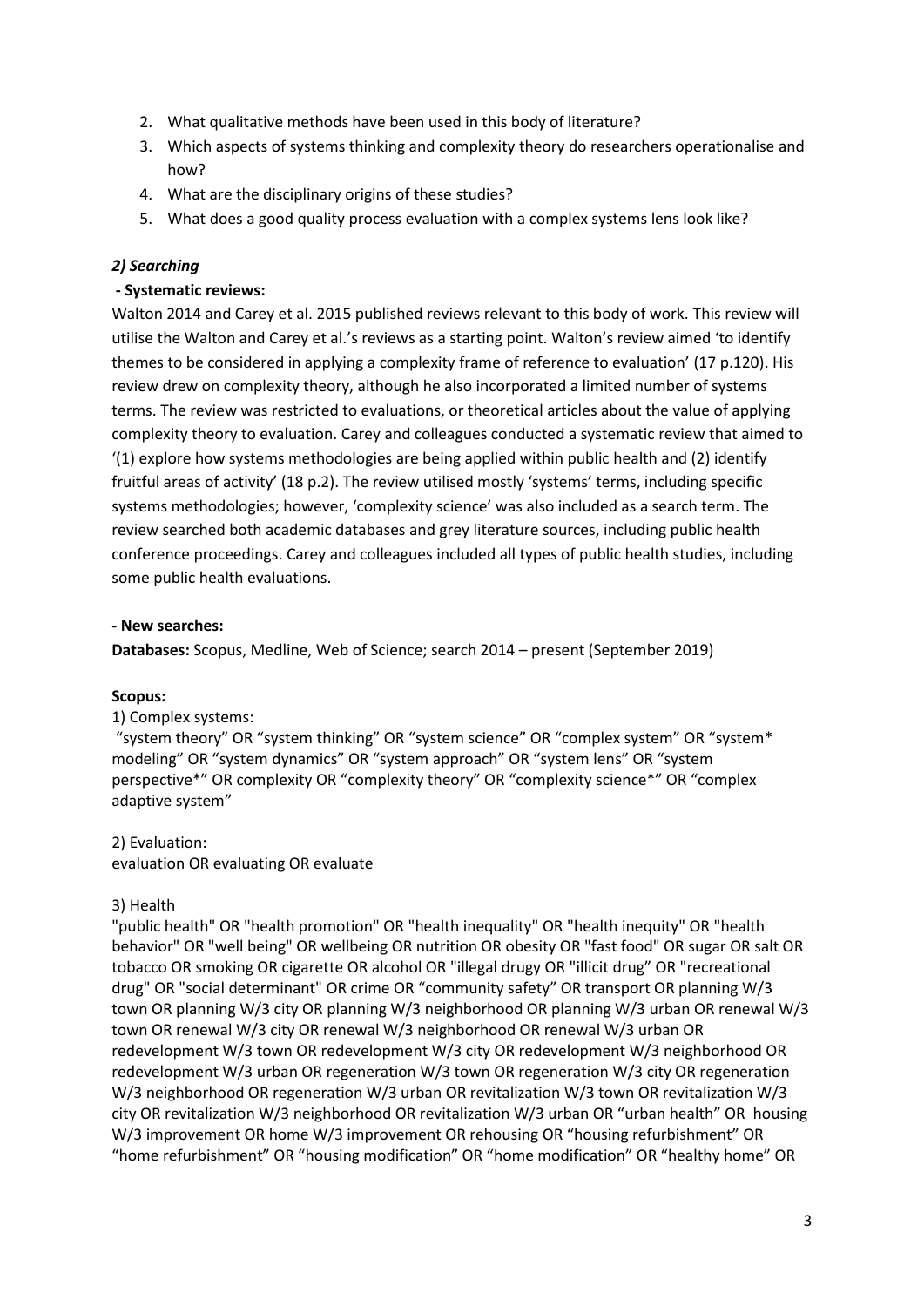2. What qualitative methods have been used in this body of literature?
3. Which aspects of systems thinking and complexity theory do researchers operationalise and how?
4. What are the disciplinary origins of these studies?
5. What does a good quality process evaluation with a complex systems lens look like?

### *2) Searching*

**- Systematic reviews:**

Walton 2014 and Carey et al. 2015 published reviews relevant to this body of work. This review will utilise the Walton and Carey et al.'s reviews as a starting point. Walton's review aimed 'to identify themes to be considered in applying a complexity frame of reference to evaluation' (17 p.120). His review drew on complexity theory, although he also incorporated a limited number of systems terms. The review was restricted to evaluations, or theoretical articles about the value of applying complexity theory to evaluation. Carey and colleagues conducted a systematic review that aimed to '(1) explore how systems methodologies are being applied within public health and (2) identify fruitful areas of activity' (18 p.2). The review utilised mostly 'systems' terms, including specific systems methodologies; however, 'complexity science' was also included as a search term. The review searched both academic databases and grey literature sources, including public health conference proceedings. Carey and colleagues included all types of public health studies, including some public health evaluations.

**- New searches:**

**Databases:** Scopus, Medline, Web of Science; search 2014 – present (September 2019)

**Scopus:**

1) Complex systems:

"system theory" OR "system thinking" OR "system science" OR "complex system" OR "system* modeling" OR "system dynamics" OR "system approach" OR "system lens" OR "system perspective*" OR complexity OR "complexity theory" OR "complexity science*" OR "complex adaptive system"

2) Evaluation:
evaluation OR evaluating OR evaluate

3) Health
"public health" OR "health promotion" OR "health inequality" OR "health inequity" OR "health behavior" OR "well being" OR wellbeing OR nutrition OR obesity OR "fast food" OR sugar OR salt OR tobacco OR smoking OR cigarette OR alcohol OR "illegal drugy OR "illicit drug" OR "recreational drug" OR "social determinant" OR crime OR "community safety" OR transport OR planning W/3 town OR planning W/3 city OR planning W/3 neighborhood OR planning W/3 urban OR renewal W/3 town OR renewal W/3 city OR renewal W/3 neighborhood OR renewal W/3 urban OR redevelopment W/3 town OR redevelopment W/3 city OR redevelopment W/3 neighborhood OR redevelopment W/3 urban OR regeneration W/3 town OR regeneration W/3 city OR regeneration W/3 neighborhood OR regeneration W/3 urban OR revitalization W/3 town OR revitalization W/3 city OR revitalization W/3 neighborhood OR revitalization W/3 urban OR "urban health" OR housing W/3 improvement OR home W/3 improvement OR rehousing OR "housing refurbishment" OR "home refurbishment" OR "housing modification" OR "home modification" OR "healthy home" OR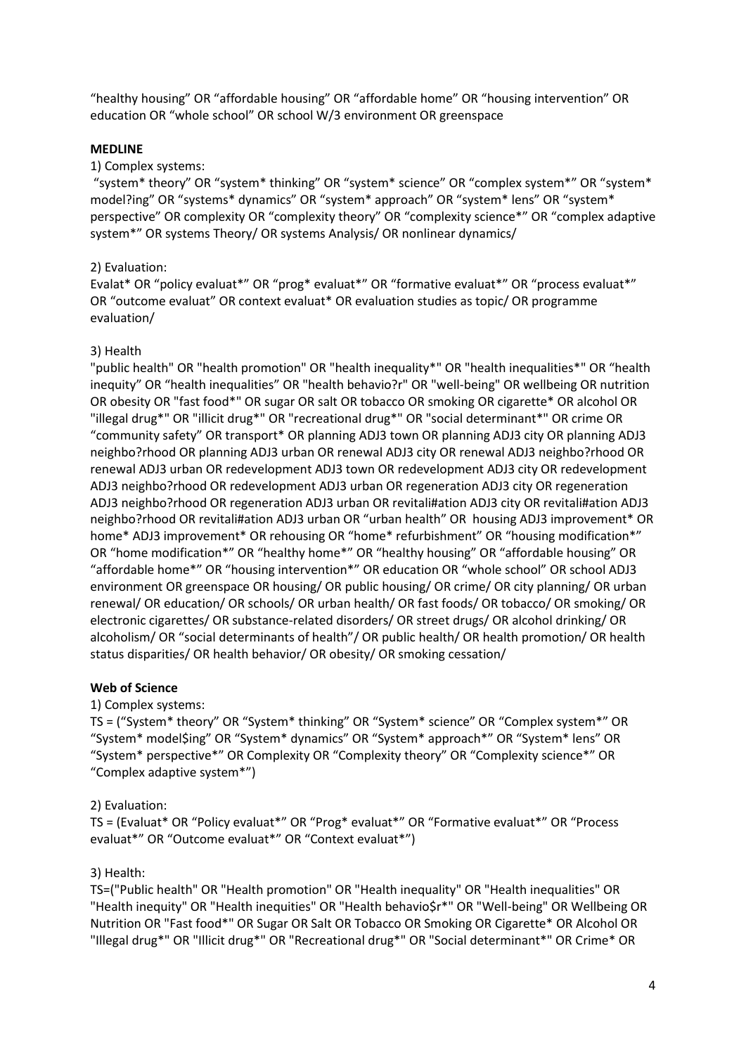“healthy housing” OR “affordable housing” OR “affordable home” OR “housing intervention” OR education OR “whole school” OR school W/3 environment OR greenspace

**MEDLINE**

1) Complex systems:

“system* theory” OR “system* thinking” OR “system* science” OR “complex system*” OR “system* model?ing” OR “systems* dynamics” OR “system* approach” OR “system* lens” OR “system* perspective” OR complexity OR “complexity theory” OR “complexity science*” OR “complex adaptive system*” OR systems Theory/ OR systems Analysis/ OR nonlinear dynamics/

2) Evaluation:

Evalat* OR “policy evaluat*” OR “prog* evaluat*” OR “formative evaluat*” OR “process evaluat*” OR “outcome evaluat” OR context evaluat* OR evaluation studies as topic/ OR programme evaluation/

3) Health

"public health" OR "health promotion" OR "health inequality*" OR "health inequalities*" OR “health inequity” OR “health inequalities” OR "health behavio?r" OR "well-being" OR wellbeing OR nutrition OR obesity OR "fast food*" OR sugar OR salt OR tobacco OR smoking OR cigarette* OR alcohol OR "illegal drug*" OR "illicit drug*" OR "recreational drug*" OR "social determinant*" OR crime OR “community safety” OR transport* OR planning ADJ3 town OR planning ADJ3 city OR planning ADJ3 neighbo?rhood OR planning ADJ3 urban OR renewal ADJ3 city OR renewal ADJ3 neighbo?rhood OR renewal ADJ3 urban OR redevelopment ADJ3 town OR redevelopment ADJ3 city OR redevelopment ADJ3 neighbo?rhood OR redevelopment ADJ3 urban OR regeneration ADJ3 city OR regeneration ADJ3 neighbo?rhood OR regeneration ADJ3 urban OR revitali#ation ADJ3 city OR revitali#ation ADJ3 neighbo?rhood OR revitali#ation ADJ3 urban OR “urban health” OR housing ADJ3 improvement* OR home* ADJ3 improvement* OR rehousing OR “home* refurbishment” OR “housing modification*” OR “home modification*” OR “healthy home*” OR “healthy housing” OR “affordable housing” OR “affordable home*” OR “housing intervention*” OR education OR “whole school” OR school ADJ3 environment OR greenspace OR housing/ OR public housing/ OR crime/ OR city planning/ OR urban renewal/ OR education/ OR schools/ OR urban health/ OR fast foods/ OR tobacco/ OR smoking/ OR electronic cigarettes/ OR substance-related disorders/ OR street drugs/ OR alcohol drinking/ OR alcoholism/ OR “social determinants of health”/ OR public health/ OR health promotion/ OR health status disparities/ OR health behavior/ OR obesity/ OR smoking cessation/

**Web of Science**

1) Complex systems:

TS = (“System* theory” OR “System* thinking” OR “System* science” OR “Complex system*” OR “System* model$ing” OR “System* dynamics” OR “System* approach*” OR “System* lens” OR “System* perspective*” OR Complexity OR “Complexity theory” OR “Complexity science*” OR “Complex adaptive system*”)

2) Evaluation:

TS = (Evaluat* OR “Policy evaluat*” OR “Prog* evaluat*” OR “Formative evaluat*” OR “Process evaluat*” OR “Outcome evaluat*” OR “Context evaluat*”)

3) Health:

TS=("Public health" OR "Health promotion" OR "Health inequality" OR "Health inequalities" OR "Health inequity" OR "Health inequities" OR "Health behavio$r*" OR "Well-being" OR Wellbeing OR Nutrition OR "Fast food*" OR Sugar OR Salt OR Tobacco OR Smoking OR Cigarette* OR Alcohol OR "Illegal drug*" OR "Illicit drug*" OR "Recreational drug*" OR "Social determinant*" OR Crime* OR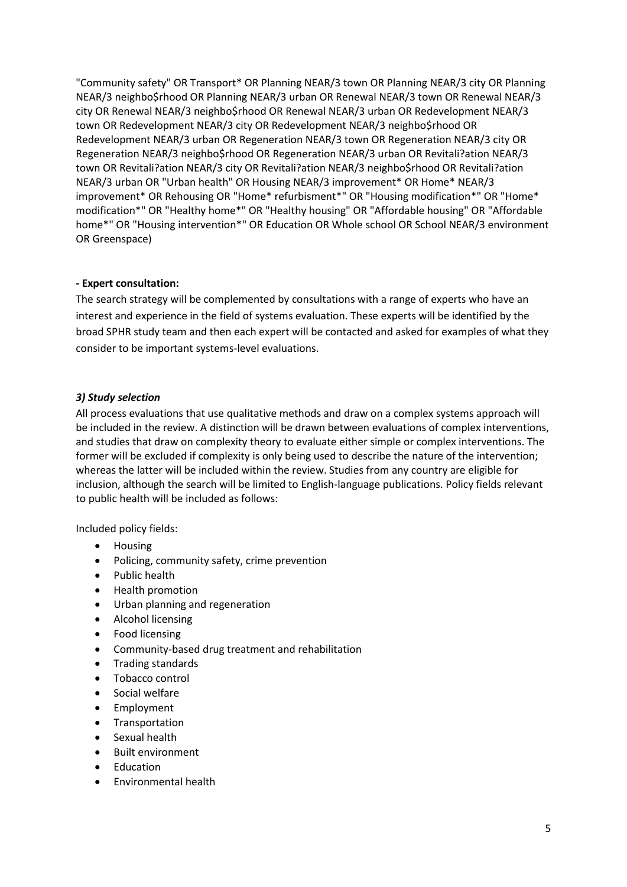"Community safety" OR Transport* OR Planning NEAR/3 town OR Planning NEAR/3 city OR Planning NEAR/3 neighbo$rhood OR Planning NEAR/3 urban OR Renewal NEAR/3 town OR Renewal NEAR/3 city OR Renewal NEAR/3 neighbo$rhood OR Renewal NEAR/3 urban OR Redevelopment NEAR/3 town OR Redevelopment NEAR/3 city OR Redevelopment NEAR/3 neighbo$rhood OR Redevelopment NEAR/3 urban OR Regeneration NEAR/3 town OR Regeneration NEAR/3 city OR Regeneration NEAR/3 neighbo$rhood OR Regeneration NEAR/3 urban OR Revitali?ation NEAR/3 town OR Revitali?ation NEAR/3 city OR Revitali?ation NEAR/3 neighbo$rhood OR Revitali?ation NEAR/3 urban OR "Urban health" OR Housing NEAR/3 improvement* OR Home* NEAR/3 improvement* OR Rehousing OR "Home* refurbisment*" OR "Housing modification*" OR "Home* modification*" OR "Healthy home*" OR "Healthy housing" OR "Affordable housing" OR "Affordable home*" OR "Housing intervention*" OR Education OR Whole school OR School NEAR/3 environment OR Greenspace)

**- Expert consultation:**

The search strategy will be complemented by consultations with a range of experts who have an interest and experience in the field of systems evaluation. These experts will be identified by the broad SPHR study team and then each expert will be contacted and asked for examples of what they consider to be important systems-level evaluations.

### *3) Study selection*

All process evaluations that use qualitative methods and draw on a complex systems approach will be included in the review. A distinction will be drawn between evaluations of complex interventions, and studies that draw on complexity theory to evaluate either simple or complex interventions. The former will be excluded if complexity is only being used to describe the nature of the intervention; whereas the latter will be included within the review. Studies from any country are eligible for inclusion, although the search will be limited to English-language publications. Policy fields relevant to public health will be included as follows:

Included policy fields:

- Housing
- Policing, community safety, crime prevention
- Public health
- Health promotion
- Urban planning and regeneration
- Alcohol licensing
- Food licensing
- Community-based drug treatment and rehabilitation
- Trading standards
- Tobacco control
- Social welfare
- Employment
- Transportation
- Sexual health
- Built environment
- Education
- Environmental health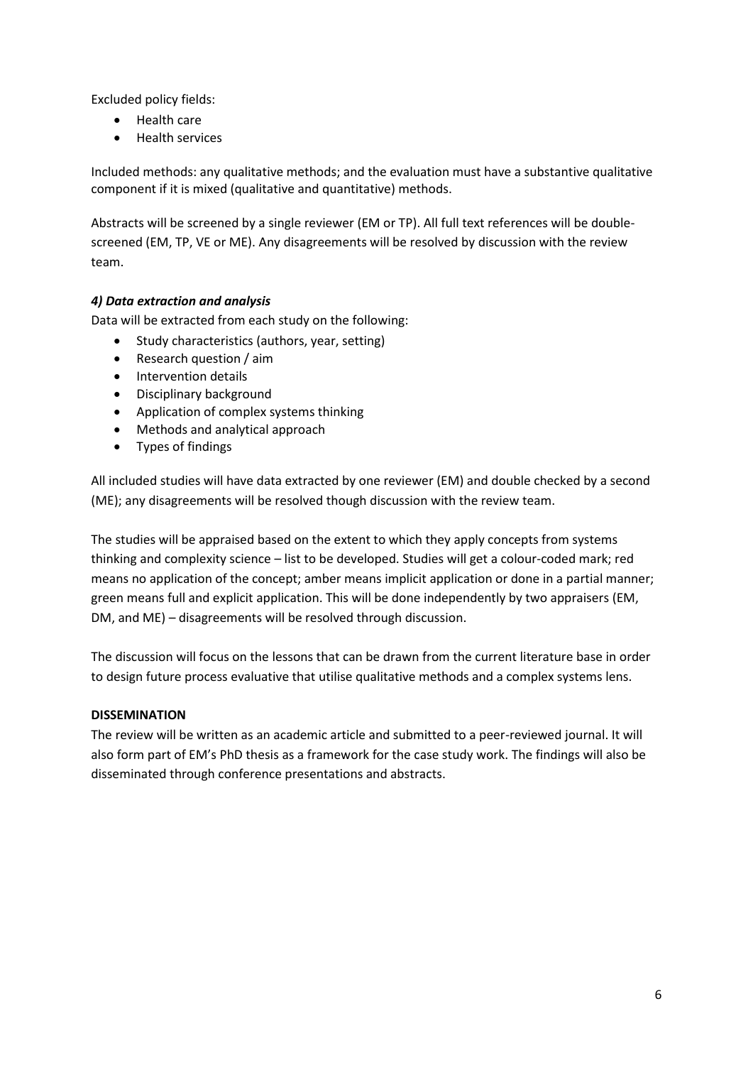Excluded policy fields:

- Health care
- Health services

Included methods: any qualitative methods; and the evaluation must have a substantive qualitative component if it is mixed (qualitative and quantitative) methods.

Abstracts will be screened by a single reviewer (EM or TP). All full text references will be double-screened (EM, TP, VE or ME). Any disagreements will be resolved by discussion with the review team.

***4) Data extraction and analysis***

Data will be extracted from each study on the following:

- Study characteristics (authors, year, setting)
- Research question / aim
- Intervention details
- Disciplinary background
- Application of complex systems thinking
- Methods and analytical approach
- Types of findings

All included studies will have data extracted by one reviewer (EM) and double checked by a second (ME); any disagreements will be resolved though discussion with the review team.

The studies will be appraised based on the extent to which they apply concepts from systems thinking and complexity science – list to be developed. Studies will get a colour-coded mark; red means no application of the concept; amber means implicit application or done in a partial manner; green means full and explicit application. This will be done independently by two appraisers (EM, DM, and ME) – disagreements will be resolved through discussion.

The discussion will focus on the lessons that can be drawn from the current literature base in order to design future process evaluative that utilise qualitative methods and a complex systems lens.

**DISSEMINATION**

The review will be written as an academic article and submitted to a peer-reviewed journal. It will also form part of EM's PhD thesis as a framework for the case study work. The findings will also be disseminated through conference presentations and abstracts.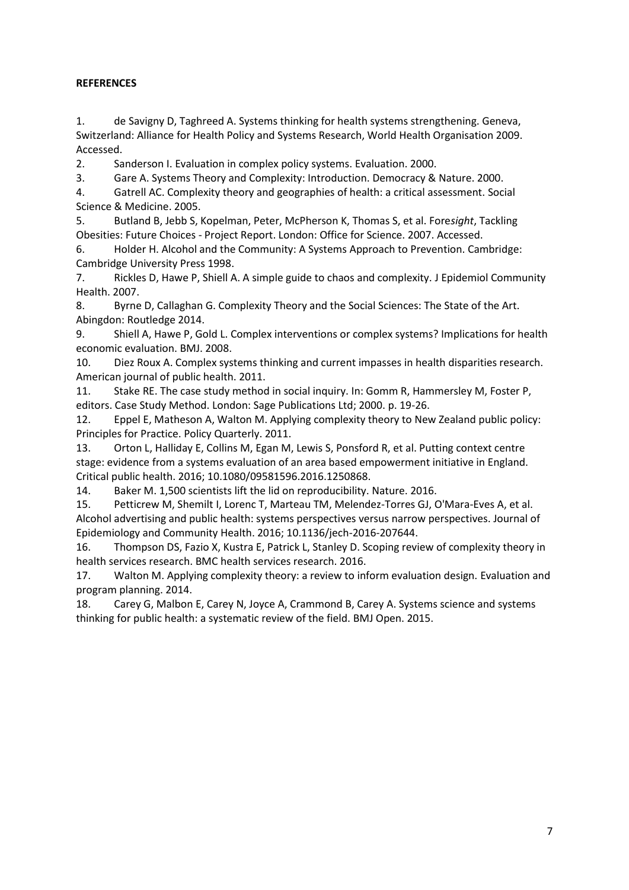**REFERENCES**

1. de Savigny D, Taghreed A. Systems thinking for health systems strengthening. Geneva, Switzerland: Alliance for Health Policy and Systems Research, World Health Organisation 2009. Accessed.
2. Sanderson I. Evaluation in complex policy systems. Evaluation. 2000.
3. Gare A. Systems Theory and Complexity: Introduction. Democracy & Nature. 2000.
4. Gatrell AC. Complexity theory and geographies of health: a critical assessment. Social Science & Medicine. 2005.
5. Butland B, Jebb S, Kopelman, Peter, McPherson K, Thomas S, et al. Fore*sight*, Tackling Obesities: Future Choices - Project Report. London: Office for Science. 2007. Accessed.
6. Holder H. Alcohol and the Community: A Systems Approach to Prevention. Cambridge: Cambridge University Press 1998.
7. Rickles D, Hawe P, Shiell A. A simple guide to chaos and complexity. J Epidemiol Community Health. 2007.
8. Byrne D, Callaghan G. Complexity Theory and the Social Sciences: The State of the Art. Abingdon: Routledge 2014.
9. Shiell A, Hawe P, Gold L. Complex interventions or complex systems? Implications for health economic evaluation. BMJ. 2008.
10. Diez Roux A. Complex systems thinking and current impasses in health disparities research. American journal of public health. 2011.
11. Stake RE. The case study method in social inquiry. In: Gomm R, Hammersley M, Foster P, editors. Case Study Method. London: Sage Publications Ltd; 2000. p. 19-26.
12. Eppel E, Matheson A, Walton M. Applying complexity theory to New Zealand public policy: Principles for Practice. Policy Quarterly. 2011.
13. Orton L, Halliday E, Collins M, Egan M, Lewis S, Ponsford R, et al. Putting context centre stage: evidence from a systems evaluation of an area based empowerment initiative in England. Critical public health. 2016; 10.1080/09581596.2016.1250868.
14. Baker M. 1,500 scientists lift the lid on reproducibility. Nature. 2016.
15. Petticrew M, Shemilt I, Lorenc T, Marteau TM, Melendez-Torres GJ, O'Mara-Eves A, et al. Alcohol advertising and public health: systems perspectives versus narrow perspectives. Journal of Epidemiology and Community Health. 2016; 10.1136/jech-2016-207644.
16. Thompson DS, Fazio X, Kustra E, Patrick L, Stanley D. Scoping review of complexity theory in health services research. BMC health services research. 2016.
17. Walton M. Applying complexity theory: a review to inform evaluation design. Evaluation and program planning. 2014.
18. Carey G, Malbon E, Carey N, Joyce A, Crammond B, Carey A. Systems science and systems thinking for public health: a systematic review of the field. BMJ Open. 2015.